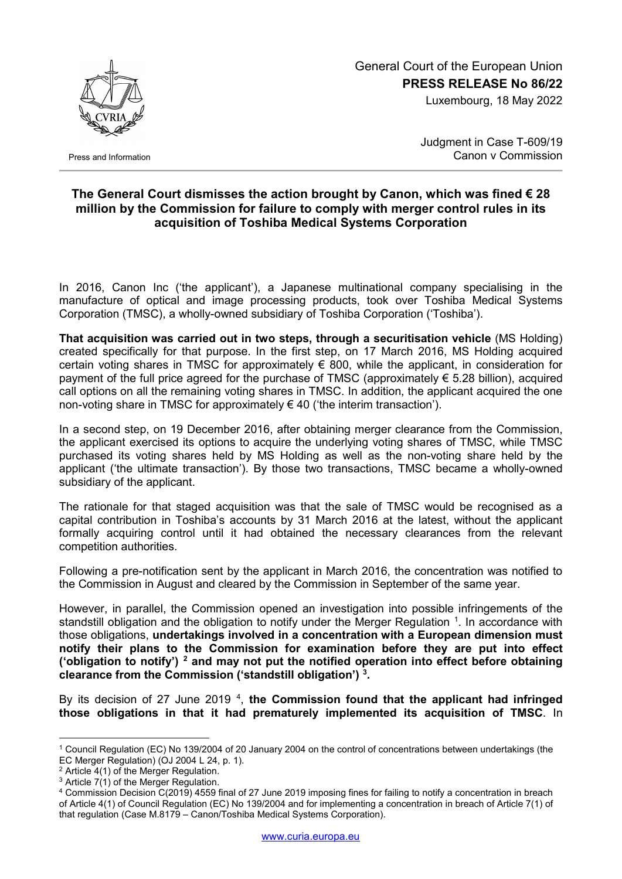General Court of the European Union

**PRESS RELEASE No 86/22**

Luxembourg, 18 May 2022

Press and Information

Judgment in Case T-609/19
Canon v Commission

## The General Court dismisses the action brought by Canon, which was fined € 28 million by the Commission for failure to comply with merger control rules in its acquisition of Toshiba Medical Systems Corporation

In 2016, Canon Inc ('the applicant'), a Japanese multinational company specialising in the manufacture of optical and image processing products, took over Toshiba Medical Systems Corporation (TMSC), a wholly-owned subsidiary of Toshiba Corporation ('Toshiba').

**That acquisition was carried out in two steps, through a securitisation vehicle** (MS Holding) created specifically for that purpose. In the first step, on 17 March 2016, MS Holding acquired certain voting shares in TMSC for approximately € 800, while the applicant, in consideration for payment of the full price agreed for the purchase of TMSC (approximately € 5.28 billion), acquired call options on all the remaining voting shares in TMSC. In addition, the applicant acquired the one non-voting share in TMSC for approximately € 40 ('the interim transaction').

In a second step, on 19 December 2016, after obtaining merger clearance from the Commission, the applicant exercised its options to acquire the underlying voting shares of TMSC, while TMSC purchased its voting shares held by MS Holding as well as the non-voting share held by the applicant ('the ultimate transaction'). By those two transactions, TMSC became a wholly-owned subsidiary of the applicant.

The rationale for that staged acquisition was that the sale of TMSC would be recognised as a capital contribution in Toshiba's accounts by 31 March 2016 at the latest, without the applicant formally acquiring control until it had obtained the necessary clearances from the relevant competition authorities.

Following a pre-notification sent by the applicant in March 2016, the concentration was notified to the Commission in August and cleared by the Commission in September of the same year.

However, in parallel, the Commission opened an investigation into possible infringements of the standstill obligation and the obligation to notify under the Merger Regulation [1]. In accordance with those obligations, **undertakings involved in a concentration with a European dimension must notify their plans to the Commission for examination before they are put into effect ('obligation to notify') [2] and may not put the notified operation into effect before obtaining clearance from the Commission ('standstill obligation') [3].**

By its decision of 27 June 2019 [4], **the Commission found that the applicant had infringed those obligations in that it had prematurely implemented its acquisition of TMSC**. In

---

[1] Council Regulation (EC) No 139/2004 of 20 January 2004 on the control of concentrations between undertakings (the EC Merger Regulation) (OJ 2004 L 24, p. 1).

[2] Article 4(1) of the Merger Regulation.

[3] Article 7(1) of the Merger Regulation.

[4] Commission Decision C(2019) 4559 final of 27 June 2019 imposing fines for failing to notify a concentration in breach of Article 4(1) of Council Regulation (EC) No 139/2004 and for implementing a concentration in breach of Article 7(1) of that regulation (Case M.8179 – Canon/Toshiba Medical Systems Corporation).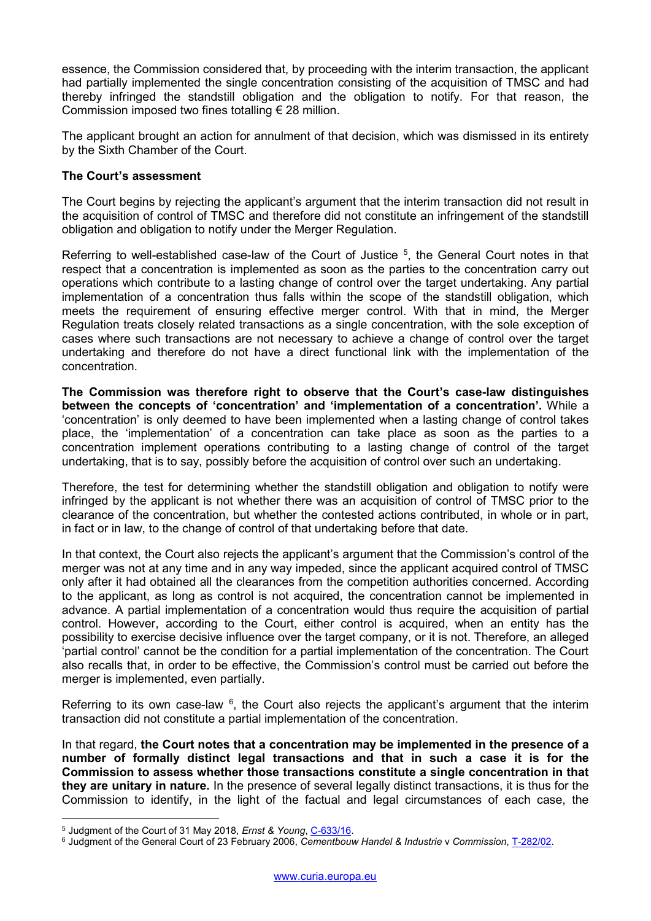essence, the Commission considered that, by proceeding with the interim transaction, the applicant had partially implemented the single concentration consisting of the acquisition of TMSC and had thereby infringed the standstill obligation and the obligation to notify. For that reason, the Commission imposed two fines totalling € 28 million.

The applicant brought an action for annulment of that decision, which was dismissed in its entirety by the Sixth Chamber of the Court.

**The Court's assessment**

The Court begins by rejecting the applicant's argument that the interim transaction did not result in the acquisition of control of TMSC and therefore did not constitute an infringement of the standstill obligation and obligation to notify under the Merger Regulation.

Referring to well-established case-law of the Court of Justice [5], the General Court notes in that respect that a concentration is implemented as soon as the parties to the concentration carry out operations which contribute to a lasting change of control over the target undertaking. Any partial implementation of a concentration thus falls within the scope of the standstill obligation, which meets the requirement of ensuring effective merger control. With that in mind, the Merger Regulation treats closely related transactions as a single concentration, with the sole exception of cases where such transactions are not necessary to achieve a change of control over the target undertaking and therefore do not have a direct functional link with the implementation of the concentration.

**The Commission was therefore right to observe that the Court's case-law distinguishes between the concepts of 'concentration' and 'implementation of a concentration'.** While a 'concentration' is only deemed to have been implemented when a lasting change of control takes place, the 'implementation' of a concentration can take place as soon as the parties to a concentration implement operations contributing to a lasting change of control of the target undertaking, that is to say, possibly before the acquisition of control over such an undertaking.

Therefore, the test for determining whether the standstill obligation and obligation to notify were infringed by the applicant is not whether there was an acquisition of control of TMSC prior to the clearance of the concentration, but whether the contested actions contributed, in whole or in part, in fact or in law, to the change of control of that undertaking before that date.

In that context, the Court also rejects the applicant's argument that the Commission's control of the merger was not at any time and in any way impeded, since the applicant acquired control of TMSC only after it had obtained all the clearances from the competition authorities concerned. According to the applicant, as long as control is not acquired, the concentration cannot be implemented in advance. A partial implementation of a concentration would thus require the acquisition of partial control. However, according to the Court, either control is acquired, when an entity has the possibility to exercise decisive influence over the target company, or it is not. Therefore, an alleged 'partial control' cannot be the condition for a partial implementation of the concentration. The Court also recalls that, in order to be effective, the Commission's control must be carried out before the merger is implemented, even partially.

Referring to its own case-law [6], the Court also rejects the applicant's argument that the interim transaction did not constitute a partial implementation of the concentration.

In that regard, **the Court notes that a concentration may be implemented in the presence of a number of formally distinct legal transactions and that in such a case it is for the Commission to assess whether those transactions constitute a single concentration in that they are unitary in nature.** In the presence of several legally distinct transactions, it is thus for the Commission to identify, in the light of the factual and legal circumstances of each case, the

---

[5] Judgment of the Court of 31 May 2018, *Ernst & Young*, C-633/16.

[6] Judgment of the General Court of 23 February 2006, *Cementbouw Handel & Industrie* v *Commission*, T-282/02.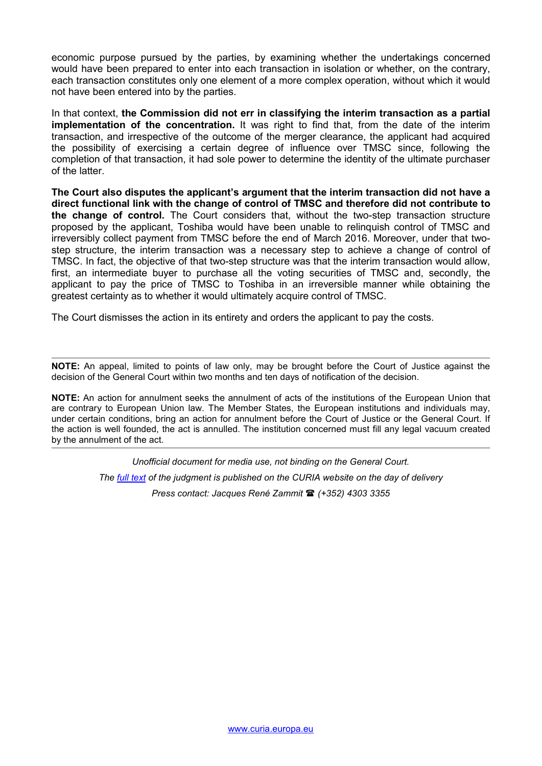economic purpose pursued by the parties, by examining whether the undertakings concerned would have been prepared to enter into each transaction in isolation or whether, on the contrary, each transaction constitutes only one element of a more complex operation, without which it would not have been entered into by the parties.

In that context, **the Commission did not err in classifying the interim transaction as a partial implementation of the concentration.** It was right to find that, from the date of the interim transaction, and irrespective of the outcome of the merger clearance, the applicant had acquired the possibility of exercising a certain degree of influence over TMSC since, following the completion of that transaction, it had sole power to determine the identity of the ultimate purchaser of the latter.

**The Court also disputes the applicant's argument that the interim transaction did not have a direct functional link with the change of control of TMSC and therefore did not contribute to the change of control.** The Court considers that, without the two-step transaction structure proposed by the applicant, Toshiba would have been unable to relinquish control of TMSC and irreversibly collect payment from TMSC before the end of March 2016. Moreover, under that two-step structure, the interim transaction was a necessary step to achieve a change of control of TMSC. In fact, the objective of that two-step structure was that the interim transaction would allow, first, an intermediate buyer to purchase all the voting securities of TMSC and, secondly, the applicant to pay the price of TMSC to Toshiba in an irreversible manner while obtaining the greatest certainty as to whether it would ultimately acquire control of TMSC.

The Court dismisses the action in its entirety and orders the applicant to pay the costs.

---

**NOTE:** An appeal, limited to points of law only, may be brought before the Court of Justice against the decision of the General Court within two months and ten days of notification of the decision.

**NOTE:** An action for annulment seeks the annulment of acts of the institutions of the European Union that are contrary to European Union law. The Member States, the European institutions and individuals may, under certain conditions, bring an action for annulment before the Court of Justice or the General Court. If the action is well founded, the act is annulled. The institution concerned must fill any legal vacuum created by the annulment of the act.

---

*Unofficial document for media use, not binding on the General Court.*

*The [full text](full text) of the judgment is published on the CURIA website on the day of delivery*

*Press contact: Jacques René Zammit ☎ (+352) 4303 3355*